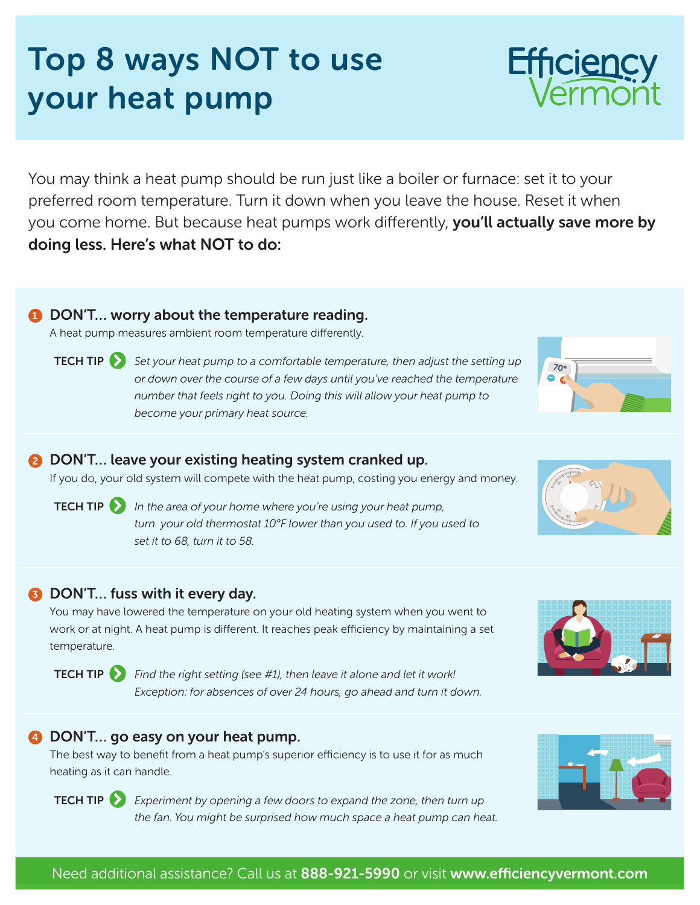# Top 8 ways NOT to use your heat pump

Efficiency Vermont

You may think a heat pump should be run just like a boiler or furnace: set it to your preferred room temperature. Turn it down when you leave the house. Reset it when you come home. But because heat pumps work differently, **you'll actually save more by doing less. Here's what NOT to do:**

## 1 DON'T... worry about the temperature reading.

A heat pump measures ambient room temperature differently.

**TECH TIP** *Set your heat pump to a comfortable temperature, then adjust the setting up or down over the course of a few days until you've reached the temperature number that feels right to you. Doing this will allow your heat pump to become your primary heat source.*

## 2 DON'T... leave your existing heating system cranked up.

If you do, your old system will compete with the heat pump, costing you energy and money.

**TECH TIP** *In the area of your home where you're using your heat pump, turn your old thermostat 10°F lower than you used to. If you used to set it to 68, turn it to 58.*

## 3 DON'T... fuss with it every day.

You may have lowered the temperature on your old heating system when you went to work or at night. A heat pump is different. It reaches peak efficiency by maintaining a set temperature.

**TECH TIP** *Find the right setting (see #1), then leave it alone and let it work! Exception: for absences of over 24 hours, go ahead and turn it down.*

## 4 DON'T... go easy on your heat pump.

The best way to benefit from a heat pump's superior efficiency is to use it for as much heating as it can handle.

**TECH TIP** *Experiment by opening a few doors to expand the zone, then turn up the fan. You might be surprised how much space a heat pump can heat.*

Need additional assistance? Call us at **888-921-5990** or visit **www.efficiencyvermont.com**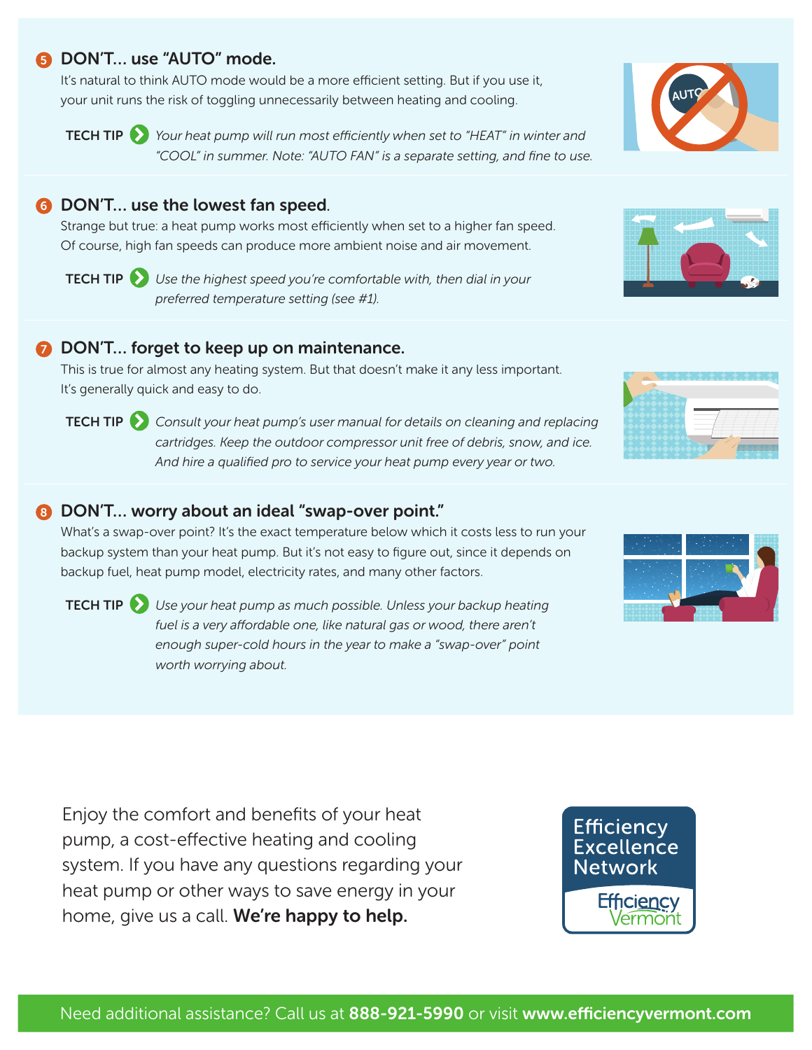## 5 DON'T... use "AUTO" mode.

It's natural to think AUTO mode would be a more efficient setting. But if you use it, your unit runs the risk of toggling unnecessarily between heating and cooling.

**TECH TIP** *Your heat pump will run most efficiently when set to "HEAT" in winter and "COOL" in summer. Note: "AUTO FAN" is a separate setting, and fine to use.*

## 6 DON'T... use the lowest fan speed.

Strange but true: a heat pump works most efficiently when set to a higher fan speed. Of course, high fan speeds can produce more ambient noise and air movement.

**TECH TIP** *Use the highest speed you're comfortable with, then dial in your preferred temperature setting (see #1).*

## 7 DON'T... forget to keep up on maintenance.

This is true for almost any heating system. But that doesn't make it any less important. It's generally quick and easy to do.

**TECH TIP** *Consult your heat pump's user manual for details on cleaning and replacing cartridges. Keep the outdoor compressor unit free of debris, snow, and ice. And hire a qualified pro to service your heat pump every year or two.*

## 8 DON'T... worry about an ideal "swap-over point."

What's a swap-over point? It's the exact temperature below which it costs less to run your backup system than your heat pump. But it's not easy to figure out, since it depends on backup fuel, heat pump model, electricity rates, and many other factors.

**TECH TIP** *Use your heat pump as much possible. Unless your backup heating fuel is a very affordable one, like natural gas or wood, there aren't enough super-cold hours in the year to make a "swap-over" point worth worrying about.*

Enjoy the comfort and benefits of your heat pump, a cost-effective heating and cooling system. If you have any questions regarding your heat pump or other ways to save energy in your home, give us a call. **We're happy to help.**

Efficiency Excellence Network

Efficiency Vermont

Need additional assistance? Call us at **888-921-5990** or visit **www.efficiencyvermont.com**